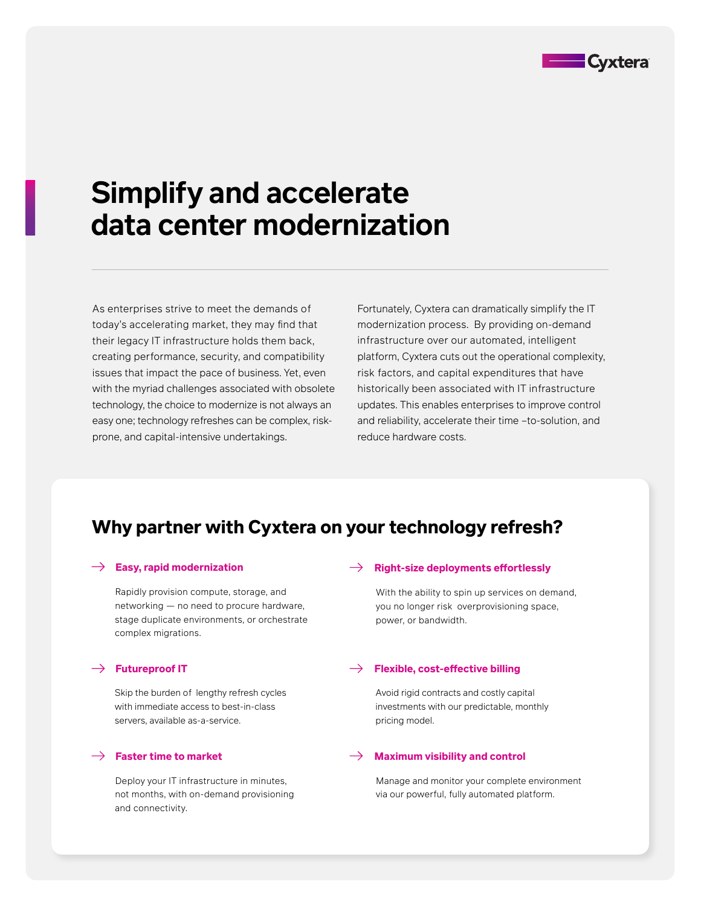Cyxtera

# Simplify and accelerate data center modernization

As enterprises strive to meet the demands of today's accelerating market, they may find that their legacy IT infrastructure holds them back, creating performance, security, and compatibility issues that impact the pace of business. Yet, even with the myriad challenges associated with obsolete technology, the choice to modernize is not always an easy one; technology refreshes can be complex, risk-prone, and capital-intensive undertakings.

Fortunately, Cyxtera can dramatically simplify the IT modernization process. By providing on-demand infrastructure over our automated, intelligent platform, Cyxtera cuts out the operational complexity, risk factors, and capital expenditures that have historically been associated with IT infrastructure updates. This enables enterprises to improve control and reliability, accelerate their time –to-solution, and reduce hardware costs.

## Why partner with Cyxtera on your technology refresh?

→ **Easy, rapid modernization**

Rapidly provision compute, storage, and networking — no need to procure hardware, stage duplicate environments, or orchestrate complex migrations.

→ **Futureproof IT**

Skip the burden of lengthy refresh cycles with immediate access to best-in-class servers, available as-a-service.

→ **Faster time to market**

Deploy your IT infrastructure in minutes, not months, with on-demand provisioning and connectivity.

→ **Right-size deployments effortlessly**

With the ability to spin up services on demand, you no longer risk overprovisioning space, power, or bandwidth.

→ **Flexible, cost-effective billing**

Avoid rigid contracts and costly capital investments with our predictable, monthly pricing model.

→ **Maximum visibility and control**

Manage and monitor your complete environment via our powerful, fully automated platform.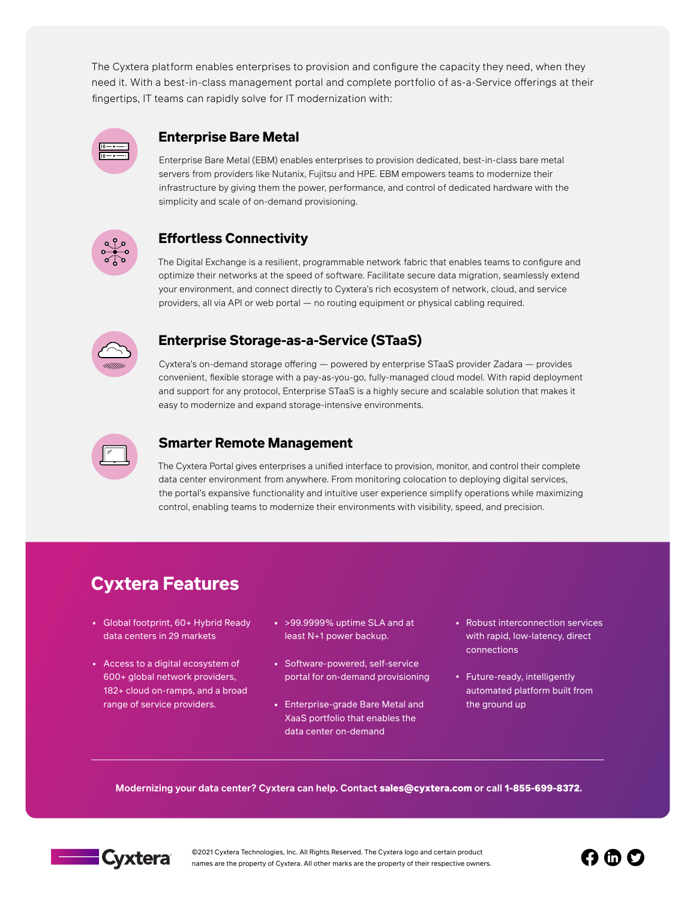The Cyxtera platform enables enterprises to provision and configure the capacity they need, when they need it. With a best-in-class management portal and complete portfolio of as-a-Service offerings at their fingertips, IT teams can rapidly solve for IT modernization with:

### Enterprise Bare Metal

Enterprise Bare Metal (EBM) enables enterprises to provision dedicated, best-in-class bare metal servers from providers like Nutanix, Fujitsu and HPE. EBM empowers teams to modernize their infrastructure by giving them the power, performance, and control of dedicated hardware with the simplicity and scale of on-demand provisioning.

### Effortless Connectivity

The Digital Exchange is a resilient, programmable network fabric that enables teams to configure and optimize their networks at the speed of software. Facilitate secure data migration, seamlessly extend your environment, and connect directly to Cyxtera's rich ecosystem of network, cloud, and service providers, all via API or web portal — no routing equipment or physical cabling required.

### Enterprise Storage-as-a-Service (STaaS)

Cyxtera's on-demand storage offering — powered by enterprise STaaS provider Zadara — provides convenient, flexible storage with a pay-as-you-go, fully-managed cloud model. With rapid deployment and support for any protocol, Enterprise STaaS is a highly secure and scalable solution that makes it easy to modernize and expand storage-intensive environments.

### Smarter Remote Management

The Cyxtera Portal gives enterprises a unified interface to provision, monitor, and control their complete data center environment from anywhere. From monitoring colocation to deploying digital services, the portal's expansive functionality and intuitive user experience simplify operations while maximizing control, enabling teams to modernize their environments with visibility, speed, and precision.

## Cyxtera Features

- Global footprint, 60+ Hybrid Ready data centers in 29 markets
- Access to a digital ecosystem of 600+ global network providers, 182+ cloud on-ramps, and a broad range of service providers.
- >99.9999% uptime SLA and at least N+1 power backup.
- Software-powered, self-service portal for on-demand provisioning
- Enterprise-grade Bare Metal and XaaS portfolio that enables the data center on-demand
- Robust interconnection services with rapid, low-latency, direct connections
- Future-ready, intelligently automated platform built from the ground up

**Modernizing your data center? Cyxtera can help. Contact sales@cyxtera.com or call 1-855-699-8372.**

Cyxtera

©2021 Cyxtera Technologies, Inc. All Rights Reserved. The Cyxtera logo and certain product names are the property of Cyxtera. All other marks are the property of their respective owners.